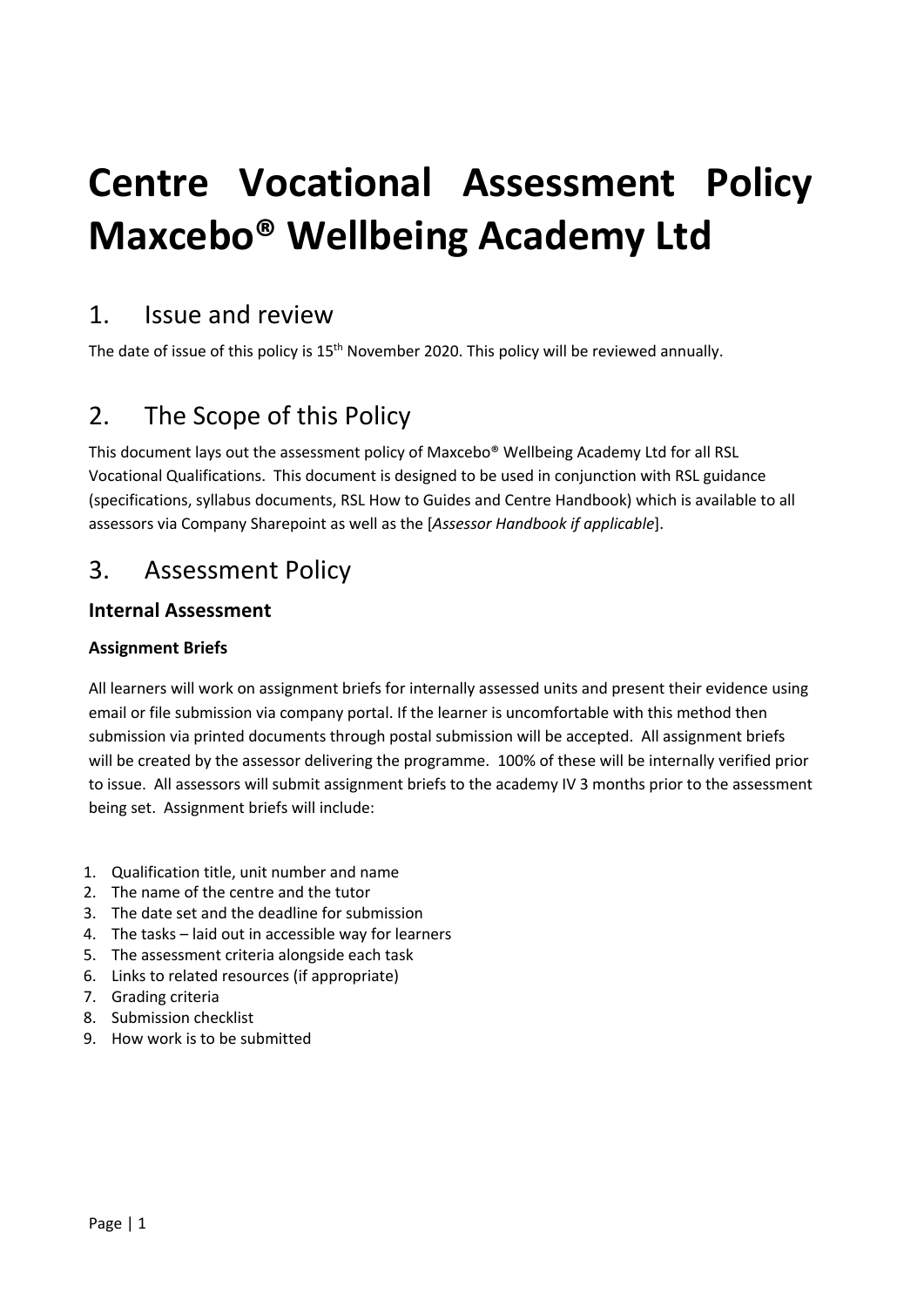# Centre Vocational Assessment Policy Maxcebo® Wellbeing Academy Ltd

## 1. Issue and review

The date of issue of this policy is 15th November 2020. This policy will be reviewed annually.

## 2. The Scope of this Policy

This document lays out the assessment policy of Maxcebo® Wellbeing Academy Ltd for all RSL Vocational Qualifications. This document is designed to be used in conjunction with RSL guidance (specifications, syllabus documents, RSL How to Guides and Centre Handbook) which is available to all assessors via Company Sharepoint as well as the [*Assessor Handbook if applicable*].

## 3. Assessment Policy

### Internal Assessment

#### Assignment Briefs

All learners will work on assignment briefs for internally assessed units and present their evidence using email or file submission via company portal. If the learner is uncomfortable with this method then submission via printed documents through postal submission will be accepted. All assignment briefs will be created by the assessor delivering the programme. 100% of these will be internally verified prior to issue. All assessors will submit assignment briefs to the academy IV 3 months prior to the assessment being set. Assignment briefs will include:

1. Qualification title, unit number and name
2. The name of the centre and the tutor
3. The date set and the deadline for submission
4. The tasks – laid out in accessible way for learners
5. The assessment criteria alongside each task
6. Links to related resources (if appropriate)
7. Grading criteria
8. Submission checklist
9. How work is to be submitted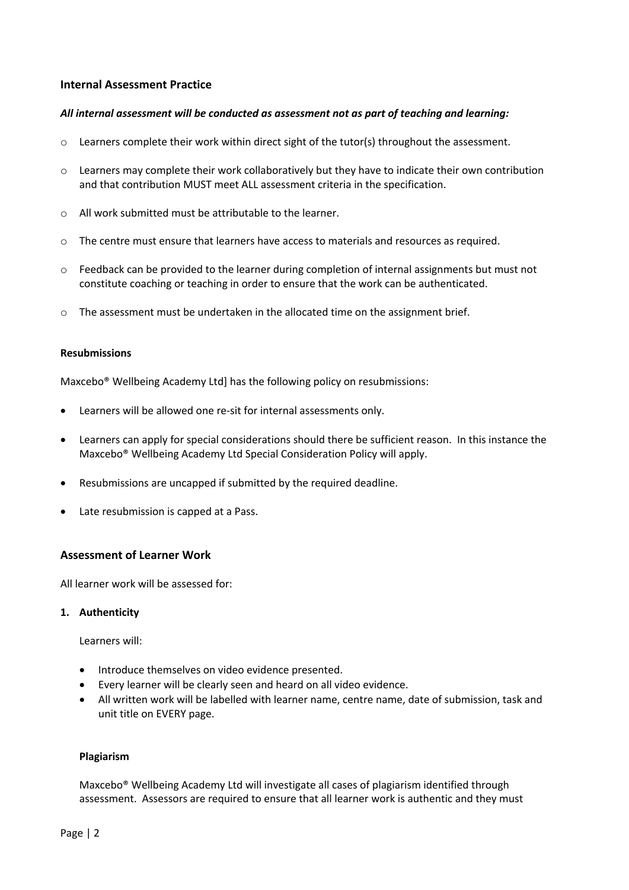## Internal Assessment Practice

***All internal assessment will be conducted as assessment not as part of teaching and learning:***

- Learners complete their work within direct sight of the tutor(s) throughout the assessment.
- Learners may complete their work collaboratively but they have to indicate their own contribution and that contribution MUST meet ALL assessment criteria in the specification.
- All work submitted must be attributable to the learner.
- The centre must ensure that learners have access to materials and resources as required.
- Feedback can be provided to the learner during completion of internal assignments but must not constitute coaching or teaching in order to ensure that the work can be authenticated.
- The assessment must be undertaken in the allocated time on the assignment brief.

### Resubmissions

Maxcebo® Wellbeing Academy Ltd] has the following policy on resubmissions:

- Learners will be allowed one re-sit for internal assessments only.
- Learners can apply for special considerations should there be sufficient reason. In this instance the Maxcebo® Wellbeing Academy Ltd Special Consideration Policy will apply.
- Resubmissions are uncapped if submitted by the required deadline.
- Late resubmission is capped at a Pass.

## Assessment of Learner Work

All learner work will be assessed for:

1. **Authenticity**

   Learners will:

   - Introduce themselves on video evidence presented.
   - Every learner will be clearly seen and heard on all video evidence.
   - All written work will be labelled with learner name, centre name, date of submission, task and unit title on EVERY page.

   **Plagiarism**

   Maxcebo® Wellbeing Academy Ltd will investigate all cases of plagiarism identified through assessment. Assessors are required to ensure that all learner work is authentic and they must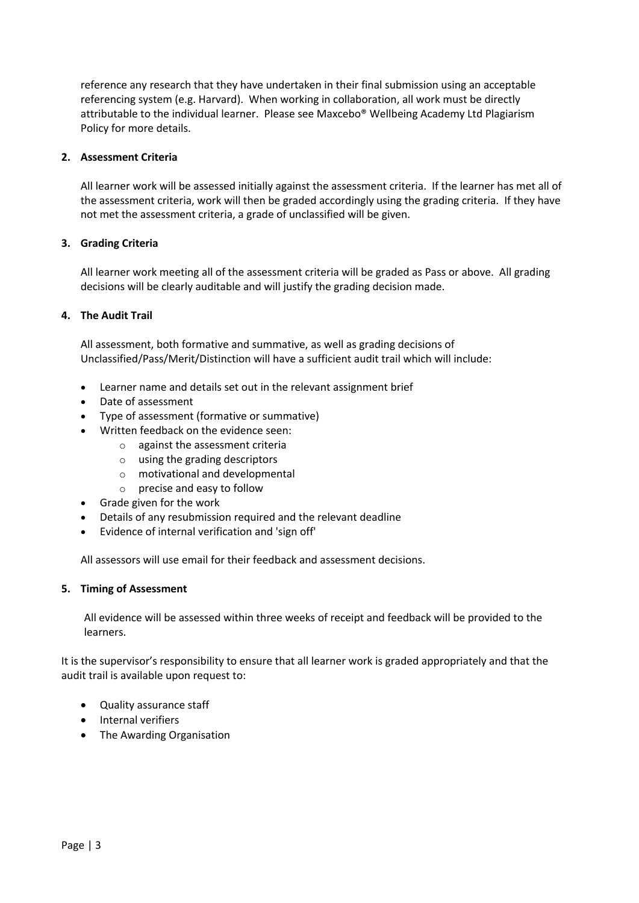reference any research that they have undertaken in their final submission using an acceptable referencing system (e.g. Harvard). When working in collaboration, all work must be directly attributable to the individual learner. Please see Maxcebo® Wellbeing Academy Ltd Plagiarism Policy for more details.

**2. Assessment Criteria**

All learner work will be assessed initially against the assessment criteria. If the learner has met all of the assessment criteria, work will then be graded accordingly using the grading criteria. If they have not met the assessment criteria, a grade of unclassified will be given.

**3. Grading Criteria**

All learner work meeting all of the assessment criteria will be graded as Pass or above. All grading decisions will be clearly auditable and will justify the grading decision made.

**4. The Audit Trail**

All assessment, both formative and summative, as well as grading decisions of Unclassified/Pass/Merit/Distinction will have a sufficient audit trail which will include:

- Learner name and details set out in the relevant assignment brief
- Date of assessment
- Type of assessment (formative or summative)
- Written feedback on the evidence seen:
  - against the assessment criteria
  - using the grading descriptors
  - motivational and developmental
  - precise and easy to follow
- Grade given for the work
- Details of any resubmission required and the relevant deadline
- Evidence of internal verification and 'sign off'

All assessors will use email for their feedback and assessment decisions.

**5. Timing of Assessment**

All evidence will be assessed within three weeks of receipt and feedback will be provided to the learners.

It is the supervisor's responsibility to ensure that all learner work is graded appropriately and that the audit trail is available upon request to:

- Quality assurance staff
- Internal verifiers
- The Awarding Organisation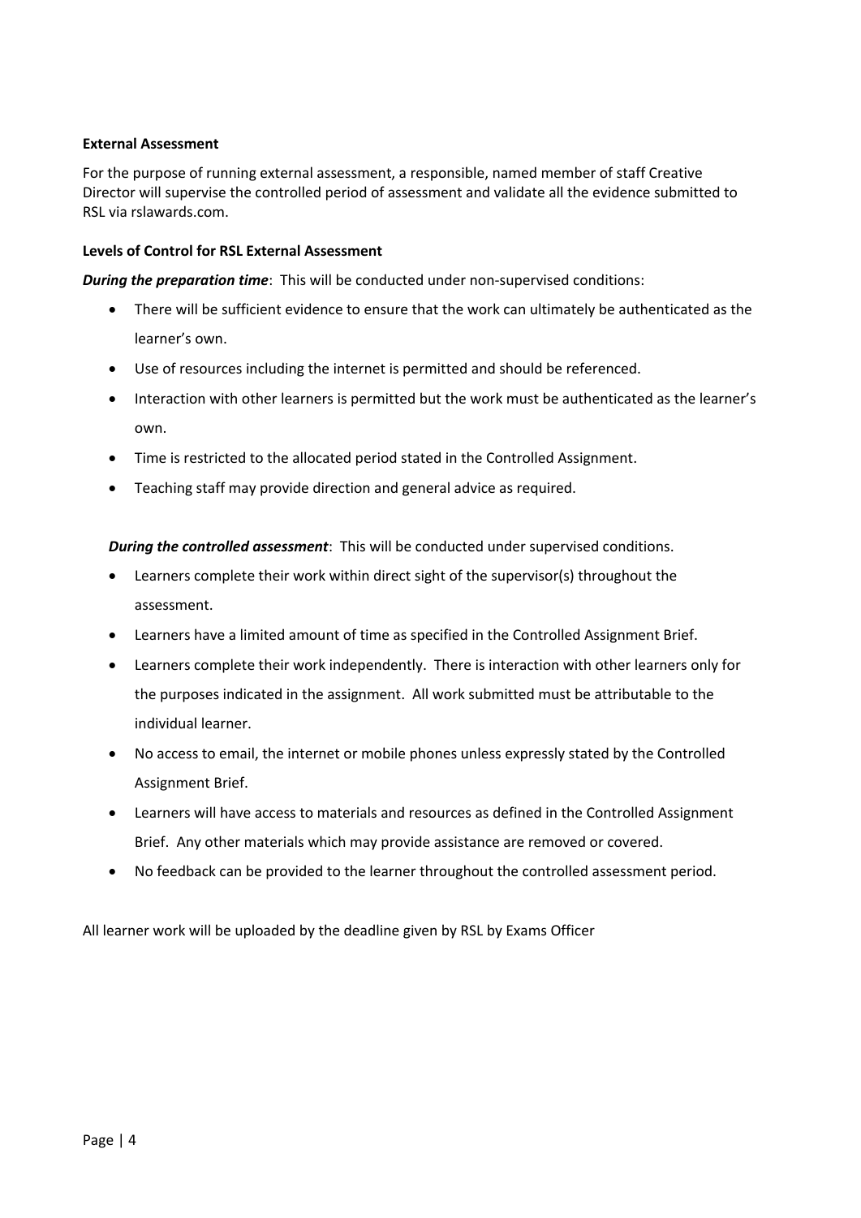**External Assessment**

For the purpose of running external assessment, a responsible, named member of staff Creative Director will supervise the controlled period of assessment and validate all the evidence submitted to RSL via rslawards.com.

**Levels of Control for RSL External Assessment**

***During the preparation time***: This will be conducted under non-supervised conditions:

- There will be sufficient evidence to ensure that the work can ultimately be authenticated as the learner's own.
- Use of resources including the internet is permitted and should be referenced.
- Interaction with other learners is permitted but the work must be authenticated as the learner's own.
- Time is restricted to the allocated period stated in the Controlled Assignment.
- Teaching staff may provide direction and general advice as required.

***During the controlled assessment***: This will be conducted under supervised conditions.

- Learners complete their work within direct sight of the supervisor(s) throughout the assessment.
- Learners have a limited amount of time as specified in the Controlled Assignment Brief.
- Learners complete their work independently. There is interaction with other learners only for the purposes indicated in the assignment. All work submitted must be attributable to the individual learner.
- No access to email, the internet or mobile phones unless expressly stated by the Controlled Assignment Brief.
- Learners will have access to materials and resources as defined in the Controlled Assignment Brief. Any other materials which may provide assistance are removed or covered.
- No feedback can be provided to the learner throughout the controlled assessment period.

All learner work will be uploaded by the deadline given by RSL by Exams Officer